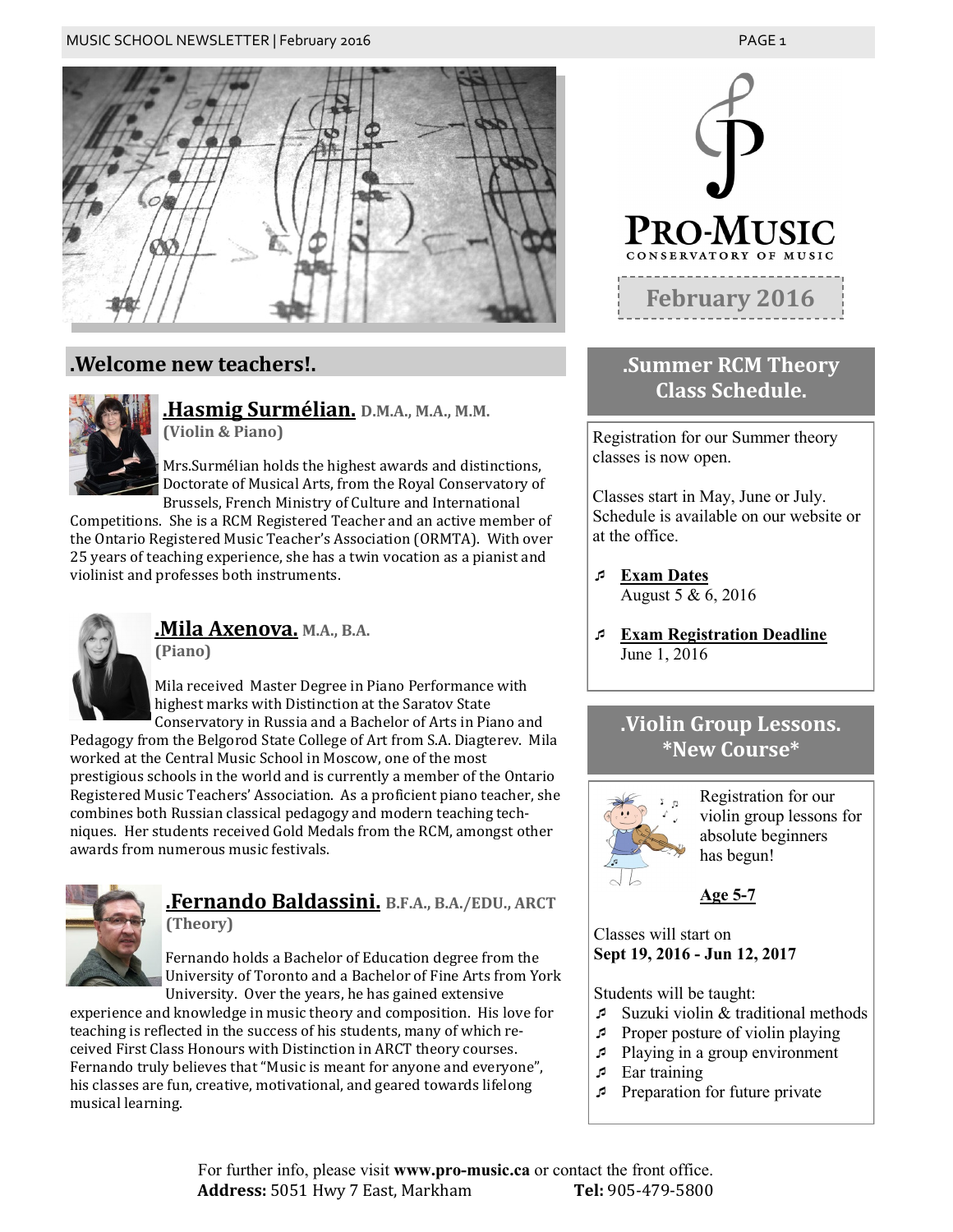# PRO-MUSIC CONSERVATORY OF MUSIC

**February 2016**

## .Welcome new teachers!.

### .Hasmig Surmélian. D.M.A., M.A., M.M. (Violin & Piano)

Mrs.Surmélian holds the highest awards and distinctions, Doctorate of Musical Arts, from the Royal Conservatory of Brussels, French Ministry of Culture and International Competitions. She is a RCM Registered Teacher and an active member of the Ontario Registered Music Teacher's Association (ORMTA). With over 25 years of teaching experience, she has a twin vocation as a pianist and violinist and professes both instruments.

### .Mila Axenova. M.A., B.A. (Piano)

Mila received Master Degree in Piano Performance with highest marks with Distinction at the Saratov State Conservatory in Russia and a Bachelor of Arts in Piano and Pedagogy from the Belgorod State College of Art from S.A. Diagterev. Mila worked at the Central Music School in Moscow, one of the most prestigious schools in the world and is currently a member of the Ontario Registered Music Teachers' Association. As a proficient piano teacher, she combines both Russian classical pedagogy and modern teaching techniques. Her students received Gold Medals from the RCM, amongst other awards from numerous music festivals.

### .Fernando Baldassini. B.F.A., B.A./EDU., ARCT (Theory)

Fernando holds a Bachelor of Education degree from the University of Toronto and a Bachelor of Fine Arts from York University. Over the years, he has gained extensive experience and knowledge in music theory and composition. His love for teaching is reflected in the success of his students, many of which received First Class Honours with Distinction in ARCT theory courses. Fernando truly believes that "Music is meant for anyone and everyone", his classes are fun, creative, motivational, and geared towards lifelong musical learning.

## .Summer RCM Theory Class Schedule.

Registration for our Summer theory classes is now open.

Classes start in May, June or July. Schedule is available on our website or at the office.

- **Exam Dates**
  August 5 & 6, 2016
- **Exam Registration Deadline**
  June 1, 2016

## .Violin Group Lessons. *New Course*

Registration for our violin group lessons for absolute beginners has begun!

**Age 5-7**

Classes will start on
**Sept 19, 2016 - Jun 12, 2017**

Students will be taught:

- Suzuki violin & traditional methods
- Proper posture of violin playing
- Playing in a group environment
- Ear training
- Preparation for future private

For further info, please visit **www.pro-music.ca** or contact the front office.
**Address:** 5051 Hwy 7 East, Markham **Tel:** 905-479-5800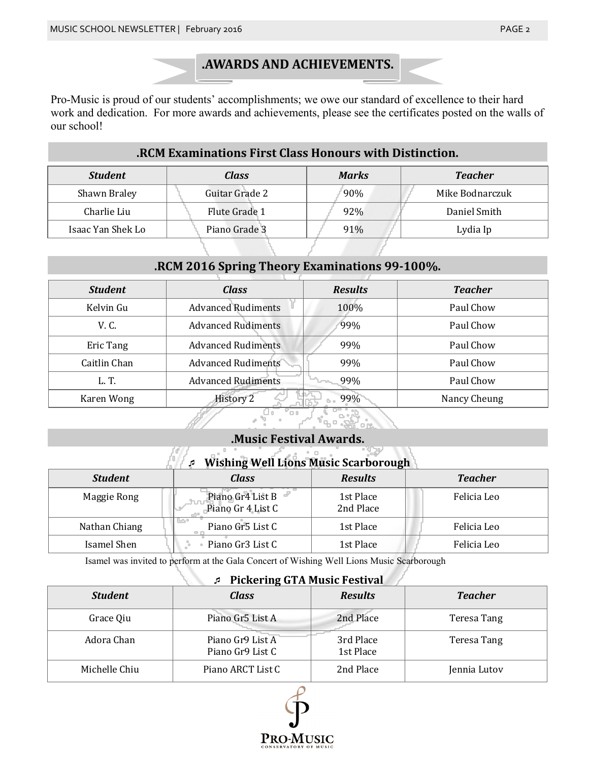## .AWARDS AND ACHIEVEMENTS.

Pro-Music is proud of our students' accomplishments; we owe our standard of excellence to their hard work and dedication. For more awards and achievements, please see the certificates posted on the walls of our school!

### .RCM Examinations First Class Honours with Distinction.

| *Student* | *Class* | *Marks* | *Teacher* |
| --- | --- | --- | --- |
| Shawn Braley | Guitar Grade 2 | 90% | Mike Bodnarczuk |
| Charlie Liu | Flute Grade 1 | 92% | Daniel Smith |
| Isaac Yan Shek Lo | Piano Grade 3 | 91% | Lydia Ip |

### .RCM 2016 Spring Theory Examinations 99-100%.

| *Student* | *Class* | *Results* | *Teacher* |
| --- | --- | --- | --- |
| Kelvin Gu | Advanced Rudiments | 100% | Paul Chow |
| V. C. | Advanced Rudiments | 99% | Paul Chow |
| Eric Tang | Advanced Rudiments | 99% | Paul Chow |
| Caitlin Chan | Advanced Rudiments | 99% | Paul Chow |
| L. T. | Advanced Rudiments | 99% | Paul Chow |
| Karen Wong | History 2 | 99% | Nancy Cheung |

### .Music Festival Awards.

#### ♬ Wishing Well Lions Music Scarborough

| *Student* | *Class* | *Results* | *Teacher* |
| --- | --- | --- | --- |
| Maggie Rong | Piano Gr4 List B<br>Piano Gr 4 List C | 1st Place<br>2nd Place | Felicia Leo |
| Nathan Chiang | Piano Gr5 List C | 1st Place | Felicia Leo |
| Isamel Shen | Piano Gr3 List C | 1st Place | Felicia Leo |

Isamel was invited to perform at the Gala Concert of Wishing Well Lions Music Scarborough

#### ♬ Pickering GTA Music Festival

| *Student* | *Class* | *Results* | *Teacher* |
| --- | --- | --- | --- |
| Grace Qiu | Piano Gr5 List A | 2nd Place | Teresa Tang |
| Adora Chan | Piano Gr9 List A<br>Piano Gr9 List C | 3rd Place<br>1st Place | Teresa Tang |
| Michelle Chiu | Piano ARCT List C | 2nd Place | Jennia Lutov |

PRO-MUSIC
CONSERVATORY OF MUSIC